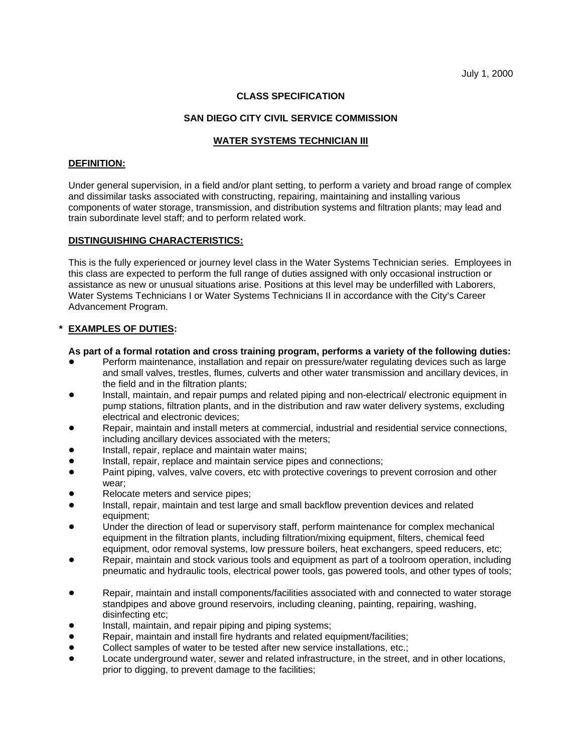July 1, 2000

**CLASS SPECIFICATION**

**SAN DIEGO CITY CIVIL SERVICE COMMISSION**

**WATER SYSTEMS TECHNICIAN III**

**DEFINITION:**

Under general supervision, in a field and/or plant setting, to perform a variety and broad range of complex and dissimilar tasks associated with constructing, repairing, maintaining and installing various components of water storage, transmission, and distribution systems and filtration plants; may lead and train subordinate level staff; and to perform related work.

**DISTINGUISHING CHARACTERISTICS:**

This is the fully experienced or journey level class in the Water Systems Technician series. Employees in this class are expected to perform the full range of duties assigned with only occasional instruction or assistance as new or unusual situations arise. Positions at this level may be underfilled with Laborers, Water Systems Technicians I or Water Systems Technicians II in accordance with the City's Career Advancement Program.

**\* EXAMPLES OF DUTIES:**

**As part of a formal rotation and cross training program, performs a variety of the following duties:**

- Perform maintenance, installation and repair on pressure/water regulating devices such as large and small valves, trestles, flumes, culverts and other water transmission and ancillary devices, in the field and in the filtration plants;
- Install, maintain, and repair pumps and related piping and non-electrical/ electronic equipment in pump stations, filtration plants, and in the distribution and raw water delivery systems, excluding electrical and electronic devices;
- Repair, maintain and install meters at commercial, industrial and residential service connections, including ancillary devices associated with the meters;
- Install, repair, replace and maintain water mains;
- Install, repair, replace and maintain service pipes and connections;
- Paint piping, valves, valve covers, etc with protective coverings to prevent corrosion and other wear;
- Relocate meters and service pipes;
- Install, repair, maintain and test large and small backflow prevention devices and related equipment;
- Under the direction of lead or supervisory staff, perform maintenance for complex mechanical equipment in the filtration plants, including filtration/mixing equipment, filters, chemical feed equipment, odor removal systems, low pressure boilers, heat exchangers, speed reducers, etc;
- Repair, maintain and stock various tools and equipment as part of a toolroom operation, including pneumatic and hydraulic tools, electrical power tools, gas powered tools, and other types of tools;
- Repair, maintain and install components/facilities associated with and connected to water storage standpipes and above ground reservoirs, including cleaning, painting, repairing, washing, disinfecting etc;
- Install, maintain, and repair piping and piping systems;
- Repair, maintain and install fire hydrants and related equipment/facilities;
- Collect samples of water to be tested after new service installations, etc.;
- Locate underground water, sewer and related infrastructure, in the street, and in other locations, prior to digging, to prevent damage to the facilities;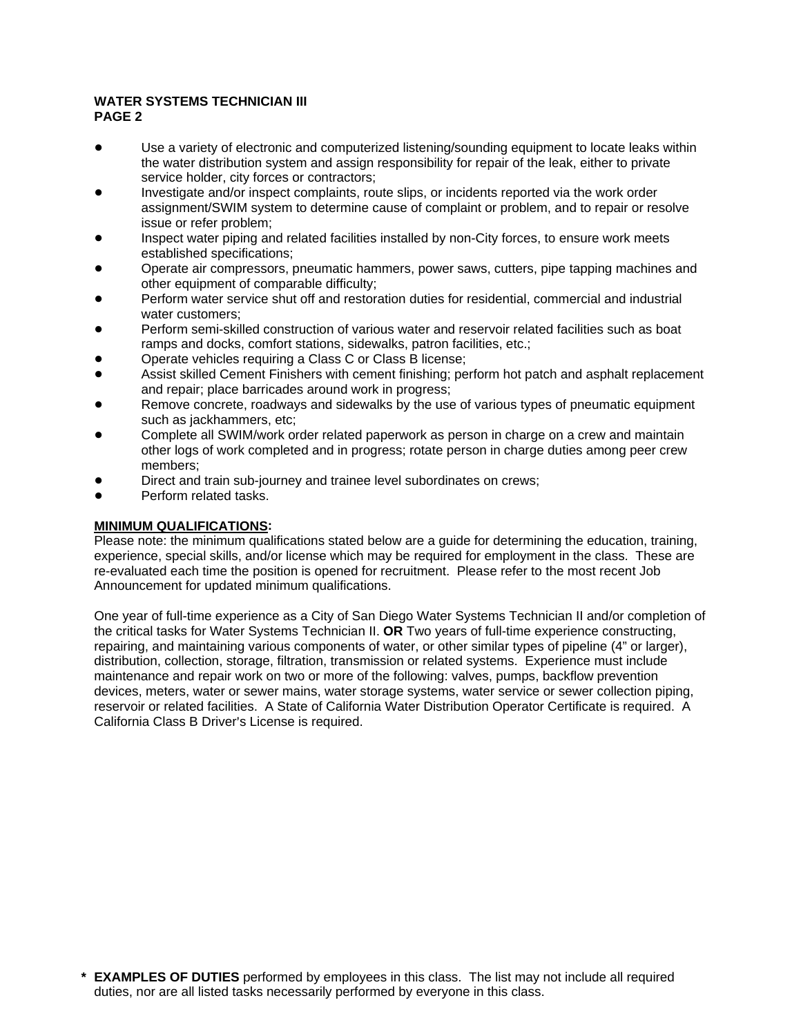- Use a variety of electronic and computerized listening/sounding equipment to locate leaks within the water distribution system and assign responsibility for repair of the leak, either to private service holder, city forces or contractors;
- Investigate and/or inspect complaints, route slips, or incidents reported via the work order assignment/SWIM system to determine cause of complaint or problem, and to repair or resolve issue or refer problem;
- Inspect water piping and related facilities installed by non-City forces, to ensure work meets established specifications;
- Operate air compressors, pneumatic hammers, power saws, cutters, pipe tapping machines and other equipment of comparable difficulty;
- Perform water service shut off and restoration duties for residential, commercial and industrial water customers;
- Perform semi-skilled construction of various water and reservoir related facilities such as boat ramps and docks, comfort stations, sidewalks, patron facilities, etc.;
- Operate vehicles requiring a Class C or Class B license;
- Assist skilled Cement Finishers with cement finishing; perform hot patch and asphalt replacement and repair; place barricades around work in progress;
- Remove concrete, roadways and sidewalks by the use of various types of pneumatic equipment such as jackhammers, etc;
- Complete all SWIM/work order related paperwork as person in charge on a crew and maintain other logs of work completed and in progress; rotate person in charge duties among peer crew members;
- Direct and train sub-journey and trainee level subordinates on crews;
- Perform related tasks.

**MINIMUM QUALIFICATIONS:**

Please note: the minimum qualifications stated below are a guide for determining the education, training, experience, special skills, and/or license which may be required for employment in the class. These are re-evaluated each time the position is opened for recruitment. Please refer to the most recent Job Announcement for updated minimum qualifications.

One year of full-time experience as a City of San Diego Water Systems Technician II and/or completion of the critical tasks for Water Systems Technician II. **OR** Two years of full-time experience constructing, repairing, and maintaining various components of water, or other similar types of pipeline (4" or larger), distribution, collection, storage, filtration, transmission or related systems. Experience must include maintenance and repair work on two or more of the following: valves, pumps, backflow prevention devices, meters, water or sewer mains, water storage systems, water service or sewer collection piping, reservoir or related facilities. A State of California Water Distribution Operator Certificate is required. A California Class B Driver's License is required.

\* **EXAMPLES OF DUTIES** performed by employees in this class. The list may not include all required duties, nor are all listed tasks necessarily performed by everyone in this class.